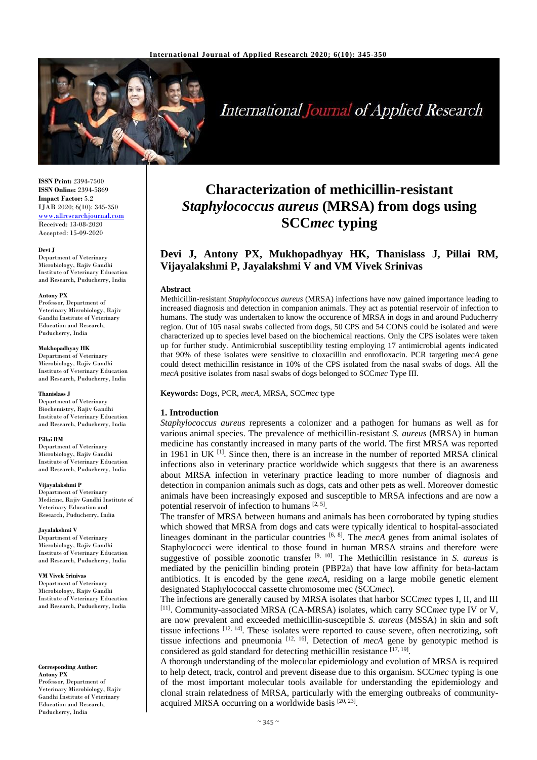ISSN Print: 2394-7500
ISSN Online: 2394-5869
Impact Factor: 5.2
IJAR 2020; 6(10): 345-350
www.allresearchjournal.com
Received: 13-08-2020
Accepted: 15-09-2020

**Devi J**
Department of Veterinary Microbiology, Rajiv Gandhi Institute of Veterinary Education and Research, Puducherry, India

**Antony PX**
Professor, Department of Veterinary Microbiology, Rajiv Gandhi Institute of Veterinary Education and Research, Puducherry, India

**Mukhopadhyay HK**
Department of Veterinary Microbiology, Rajiv Gandhi Institute of Veterinary Education and Research, Puducherry, India

**Thanislass J**
Department of Veterinary Biochemistry, Rajiv Gandhi Institute of Veterinary Education and Research, Puducherry, India

**Pillai RM**
Department of Veterinary Microbiology, Rajiv Gandhi Institute of Veterinary Education and Research, Puducherry, India

**Vijayalakshmi P**
Department of Veterinary Medicine, Rajiv Gandhi Institute of Veterinary Education and Research, Puducherry, India

**Jayalakshmi V**
Department of Veterinary Microbiology, Rajiv Gandhi Institute of Veterinary Education and Research, Puducherry, India

**VM Vivek Srinivas**
Department of Veterinary Microbiology, Rajiv Gandhi Institute of Veterinary Education and Research, Puducherry, India

**Corresponding Author:**
**Antony PX**
Professor, Department of Veterinary Microbiology, Rajiv Gandhi Institute of Veterinary Education and Research, Puducherry, India

# Characterization of methicillin-resistant *Staphylococcus aureus* (MRSA) from dogs using SCC*mec* typing

**Devi J, Antony PX, Mukhopadhyay HK, Thanislass J, Pillai RM, Vijayalakshmi P, Jayalakshmi V and VM Vivek Srinivas**

## Abstract

Methicillin-resistant *Staphylococcus aureus* (MRSA) infections have now gained importance leading to increased diagnosis and detection in companion animals. They act as potential reservoir of infection to humans. The study was undertaken to know the occurence of MRSA in dogs in and around Puducherry region. Out of 105 nasal swabs collected from dogs, 50 CPS and 54 CONS could be isolated and were characterized up to species level based on the biochemical reactions. Only the CPS isolates were taken up for further study. Antimicrobial susceptibility testing employing 17 antimicrobial agents indicated that 90% of these isolates were sensitive to cloxacillin and enrofloxacin. PCR targeting *mecA* gene could detect methicillin resistance in 10% of the CPS isolated from the nasal swabs of dogs. All the *mecA* positive isolates from nasal swabs of dogs belonged to SCC*mec* Type III.

**Keywords:** Dogs, PCR, *mecA*, MRSA, SCC*mec* type

## 1. Introduction

*Staphylococcus aureus* represents a colonizer and a pathogen for humans as well as for various animal species. The prevalence of methicillin-resistant *S. aureus* (MRSA) in human medicine has constantly increased in many parts of the world. The first MRSA was reported in 1961 in UK [1]. Since then, there is an increase in the number of reported MRSA clinical infections also in veterinary practice worldwide which suggests that there is an awareness about MRSA infection in veterinary practice leading to more number of diagnosis and detection in companion animals such as dogs, cats and other pets as well. Moreover domestic animals have been increasingly exposed and susceptible to MRSA infections and are now a potential reservoir of infection to humans [2, 5].

The transfer of MRSA between humans and animals has been corroborated by typing studies which showed that MRSA from dogs and cats were typically identical to hospital-associated lineages dominant in the particular countries [6, 8]. The *mecA* genes from animal isolates of Staphylococci were identical to those found in human MRSA strains and therefore were suggestive of possible zoonotic transfer [9, 10]. The Methicillin resistance in *S. aureus* is mediated by the penicillin binding protein (PBP2a) that have low affinity for beta-lactam antibiotics. It is encoded by the gene *mecA*, residing on a large mobile genetic element designated Staphylococcal cassette chromosome mec (SCC*mec*).

The infections are generally caused by MRSA isolates that harbor SCC*mec* types I, II, and III [11]. Community-associated MRSA (CA-MRSA) isolates, which carry SCC*mec* type IV or V, are now prevalent and exceeded methicillin-susceptible *S. aureus* (MSSA) in skin and soft tissue infections [12, 14]. These isolates were reported to cause severe, often necrotizing, soft tissue infections and pneumonia [12, 16]. Detection of *mecA* gene by genotypic method is considered as gold standard for detecting methicillin resistance [17, 19].

A thorough understanding of the molecular epidemiology and evolution of MRSA is required to help detect, track, control and prevent disease due to this organism. SCC*mec* typing is one of the most important molecular tools available for understanding the epidemiology and clonal strain relatedness of MRSA, particularly with the emerging outbreaks of community-acquired MRSA occurring on a worldwide basis [20, 23].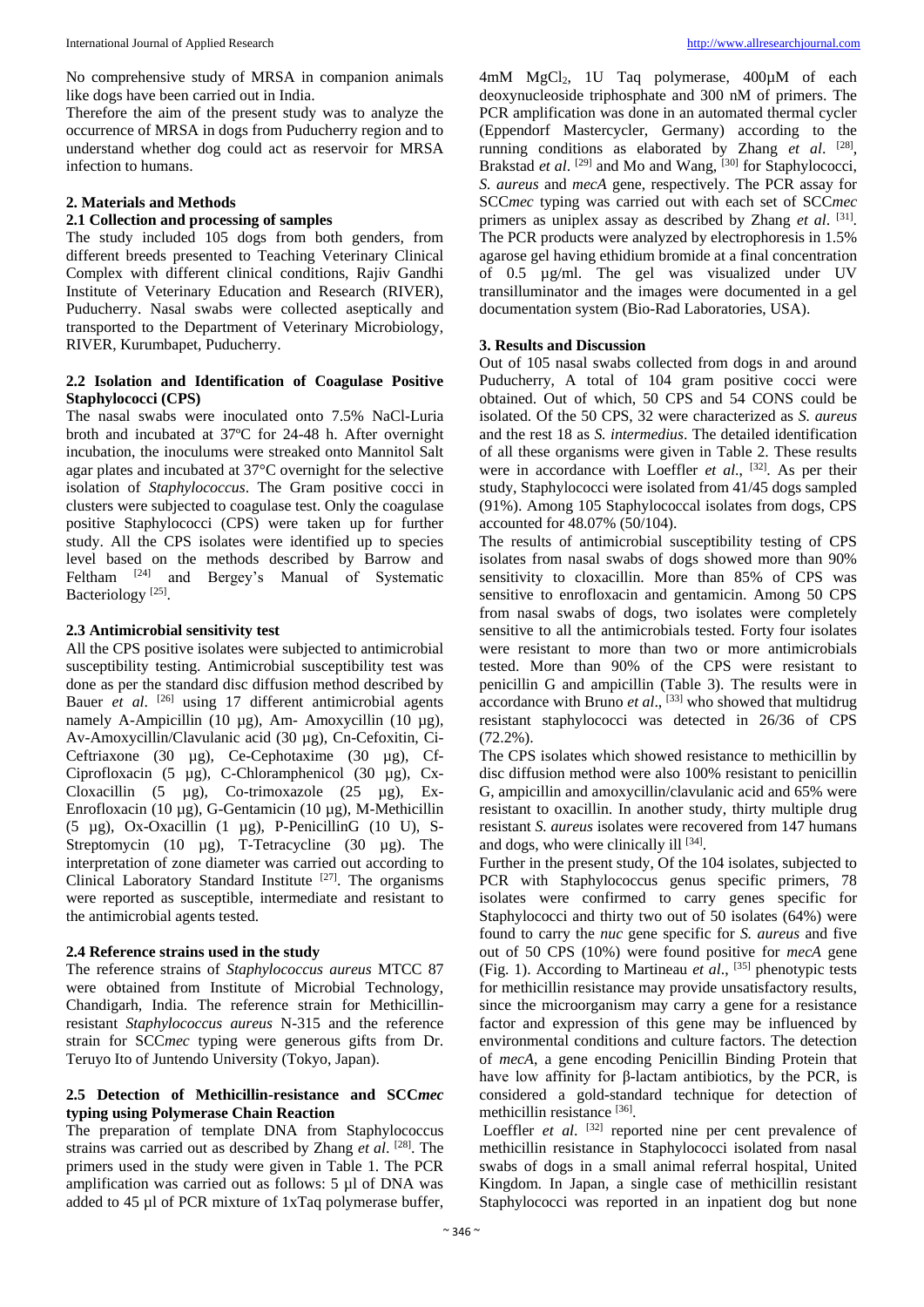No comprehensive study of MRSA in companion animals like dogs have been carried out in India.

Therefore the aim of the present study was to analyze the occurrence of MRSA in dogs from Puducherry region and to understand whether dog could act as reservoir for MRSA infection to humans.

## 2. Materials and Methods

### 2.1 Collection and processing of samples

The study included 105 dogs from both genders, from different breeds presented to Teaching Veterinary Clinical Complex with different clinical conditions, Rajiv Gandhi Institute of Veterinary Education and Research (RIVER), Puducherry. Nasal swabs were collected aseptically and transported to the Department of Veterinary Microbiology, RIVER, Kurumbapet, Puducherry.

### 2.2 Isolation and Identification of Coagulase Positive Staphylococci (CPS)

The nasal swabs were inoculated onto 7.5% NaCl-Luria broth and incubated at 37ºC for 24-48 h. After overnight incubation, the inoculums were streaked onto Mannitol Salt agar plates and incubated at 37°C overnight for the selective isolation of *Staphylococcus*. The Gram positive cocci in clusters were subjected to coagulase test. Only the coagulase positive Staphylococci (CPS) were taken up for further study. All the CPS isolates were identified up to species level based on the methods described by Barrow and Feltham [24] and Bergey's Manual of Systematic Bacteriology [25].

### 2.3 Antimicrobial sensitivity test

All the CPS positive isolates were subjected to antimicrobial susceptibility testing. Antimicrobial susceptibility test was done as per the standard disc diffusion method described by Bauer *et al*. [26] using 17 different antimicrobial agents namely A-Ampicillin (10 µg), Am- Amoxycillin (10 µg), Av-Amoxycillin/Clavulanic acid (30 µg), Cn-Cefoxitin, Ci-Ceftriaxone (30 µg), Ce-Cephotaxime (30 µg), Cf-Ciprofloxacin (5 µg), C-Chloramphenicol (30 µg), Cx-Cloxacillin (5 µg), Co-trimoxazole (25 µg), Ex-Enrofloxacin (10 µg), G-Gentamicin (10 µg), M-Methicillin (5 µg), Ox-Oxacillin (1 µg), P-PenicillinG (10 U), S-Streptomycin (10 µg), T-Tetracycline (30 µg). The interpretation of zone diameter was carried out according to Clinical Laboratory Standard Institute [27]. The organisms were reported as susceptible, intermediate and resistant to the antimicrobial agents tested.

### 2.4 Reference strains used in the study

The reference strains of *Staphylococcus aureus* MTCC 87 were obtained from Institute of Microbial Technology, Chandigarh, India. The reference strain for Methicillin-resistant *Staphylococcus aureus* N-315 and the reference strain for SCC*mec* typing were generous gifts from Dr. Teruyo Ito of Juntendo University (Tokyo, Japan).

### 2.5 Detection of Methicillin-resistance and SCC*mec* typing using Polymerase Chain Reaction

The preparation of template DNA from Staphylococcus strains was carried out as described by Zhang *et al*. [28]. The primers used in the study were given in Table 1. The PCR amplification was carried out as follows: 5 µl of DNA was added to 45 µl of PCR mixture of 1xTaq polymerase buffer, 4mM $MgCl_2$, 1U Taq polymerase, 400µM of each deoxynucleoside triphosphate and 300 nM of primers. The PCR amplification was done in an automated thermal cycler (Eppendorf Mastercycler, Germany) according to the running conditions as elaborated by Zhang *et al*. [28], Brakstad *et al*. [29] and Mo and Wang, [30] for Staphylococci, *S. aureus* and *mecA* gene, respectively. The PCR assay for SCC*mec* typing was carried out with each set of SCC*mec* primers as uniplex assay as described by Zhang *et al*. [31]. The PCR products were analyzed by electrophoresis in 1.5% agarose gel having ethidium bromide at a final concentration of 0.5 µg/ml. The gel was visualized under UV transilluminator and the images were documented in a gel documentation system (Bio-Rad Laboratories, USA).

## 3. Results and Discussion

Out of 105 nasal swabs collected from dogs in and around Puducherry, A total of 104 gram positive cocci were obtained. Out of which, 50 CPS and 54 CONS could be isolated. Of the 50 CPS, 32 were characterized as *S. aureus* and the rest 18 as *S. intermedius*. The detailed identification of all these organisms were given in Table 2. These results were in accordance with Loeffler *et al*., [32]. As per their study, Staphylococci were isolated from 41/45 dogs sampled (91%). Among 105 Staphylococcal isolates from dogs, CPS accounted for 48.07% (50/104).

The results of antimicrobial susceptibility testing of CPS isolates from nasal swabs of dogs showed more than 90% sensitivity to cloxacillin. More than 85% of CPS was sensitive to enrofloxacin and gentamicin. Among 50 CPS from nasal swabs of dogs, two isolates were completely sensitive to all the antimicrobials tested. Forty four isolates were resistant to more than two or more antimicrobials tested. More than 90% of the CPS were resistant to penicillin G and ampicillin (Table 3). The results were in accordance with Bruno *et al*., [33] who showed that multidrug resistant staphylococci was detected in 26/36 of CPS (72.2%).

The CPS isolates which showed resistance to methicillin by disc diffusion method were also 100% resistant to penicillin G, ampicillin and amoxycillin/clavulanic acid and 65% were resistant to oxacillin. In another study, thirty multiple drug resistant *S. aureus* isolates were recovered from 147 humans and dogs, who were clinically ill [34].

Further in the present study, Of the 104 isolates, subjected to PCR with Staphylococcus genus specific primers, 78 isolates were confirmed to carry genes specific for Staphylococci and thirty two out of 50 isolates (64%) were found to carry the *nuc* gene specific for *S. aureus* and five out of 50 CPS (10%) were found positive for *mecA* gene (Fig. 1). According to Martineau *et al*., [35] phenotypic tests for methicillin resistance may provide unsatisfactory results, since the microorganism may carry a gene for a resistance factor and expression of this gene may be influenced by environmental conditions and culture factors. The detection of *mecA*, a gene encoding Penicillin Binding Protein that have low affinity for β-lactam antibiotics, by the PCR, is considered a gold-standard technique for detection of methicillin resistance [36].

Loeffler *et al*. [32] reported nine per cent prevalence of methicillin resistance in Staphylococci isolated from nasal swabs of dogs in a small animal referral hospital, United Kingdom. In Japan, a single case of methicillin resistant Staphylococci was reported in an inpatient dog but none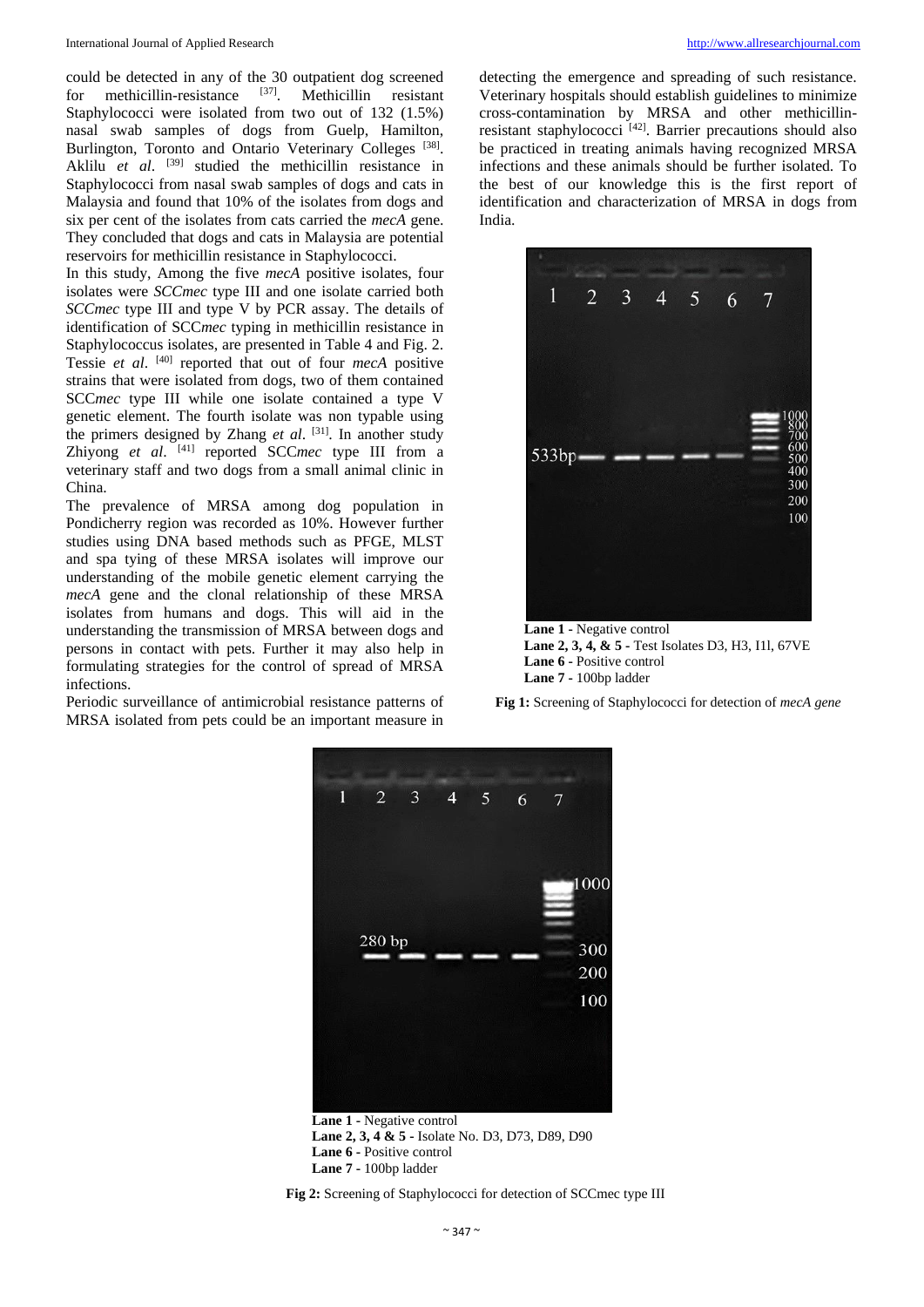could be detected in any of the 30 outpatient dog screened for methicillin-resistance [37]. Methicillin resistant Staphylococci were isolated from two out of 132 (1.5%) nasal swab samples of dogs from Guelp, Hamilton, Burlington, Toronto and Ontario Veterinary Colleges [38]. Aklilu *et al*. [39] studied the methicillin resistance in Staphylococci from nasal swab samples of dogs and cats in Malaysia and found that 10% of the isolates from dogs and six per cent of the isolates from cats carried the *mecA* gene. They concluded that dogs and cats in Malaysia are potential reservoirs for methicillin resistance in Staphylococci.

In this study, Among the five *mecA* positive isolates, four isolates were *SCCmec* type III and one isolate carried both *SCCmec* type III and type V by PCR assay. The details of identification of SCC*mec* typing in methicillin resistance in Staphylococcus isolates, are presented in Table 4 and Fig. 2. Tessie *et al*. [40] reported that out of four *mecA* positive strains that were isolated from dogs, two of them contained SCC*mec* type III while one isolate contained a type V genetic element. The fourth isolate was non typable using the primers designed by Zhang *et al*. [31]. In another study Zhiyong *et al*. [41] reported SCC*mec* type III from a veterinary staff and two dogs from a small animal clinic in China.

The prevalence of MRSA among dog population in Pondicherry region was recorded as 10%. However further studies using DNA based methods such as PFGE, MLST and spa tying of these MRSA isolates will improve our understanding of the mobile genetic element carrying the *mecA* gene and the clonal relationship of these MRSA isolates from humans and dogs. This will aid in the understanding the transmission of MRSA between dogs and persons in contact with pets. Further it may also help in formulating strategies for the control of spread of MRSA infections.

Periodic surveillance of antimicrobial resistance patterns of MRSA isolated from pets could be an important measure in detecting the emergence and spreading of such resistance. Veterinary hospitals should establish guidelines to minimize cross-contamination by MRSA and other methicillin-resistant staphylococci [42]. Barrier precautions should also be practiced in treating animals having recognized MRSA infections and these animals should be further isolated. To the best of our knowledge this is the first report of identification and characterization of MRSA in dogs from India.

**Lane 1 -** Negative control
**Lane 2, 3, 4, & 5 -** Test Isolates D3, H3, I1l, 67VE
**Lane 6 -** Positive control
**Lane 7 -** 100bp ladder

**Fig 1:** Screening of Staphylococci for detection of *mecA gene*

**Lane 1 -** Negative control
**Lane 2, 3, 4 & 5 -** Isolate No. D3, D73, D89, D90
**Lane 6 -** Positive control
**Lane 7 -** 100bp ladder

**Fig 2:** Screening of Staphylococci for detection of SCCmec type III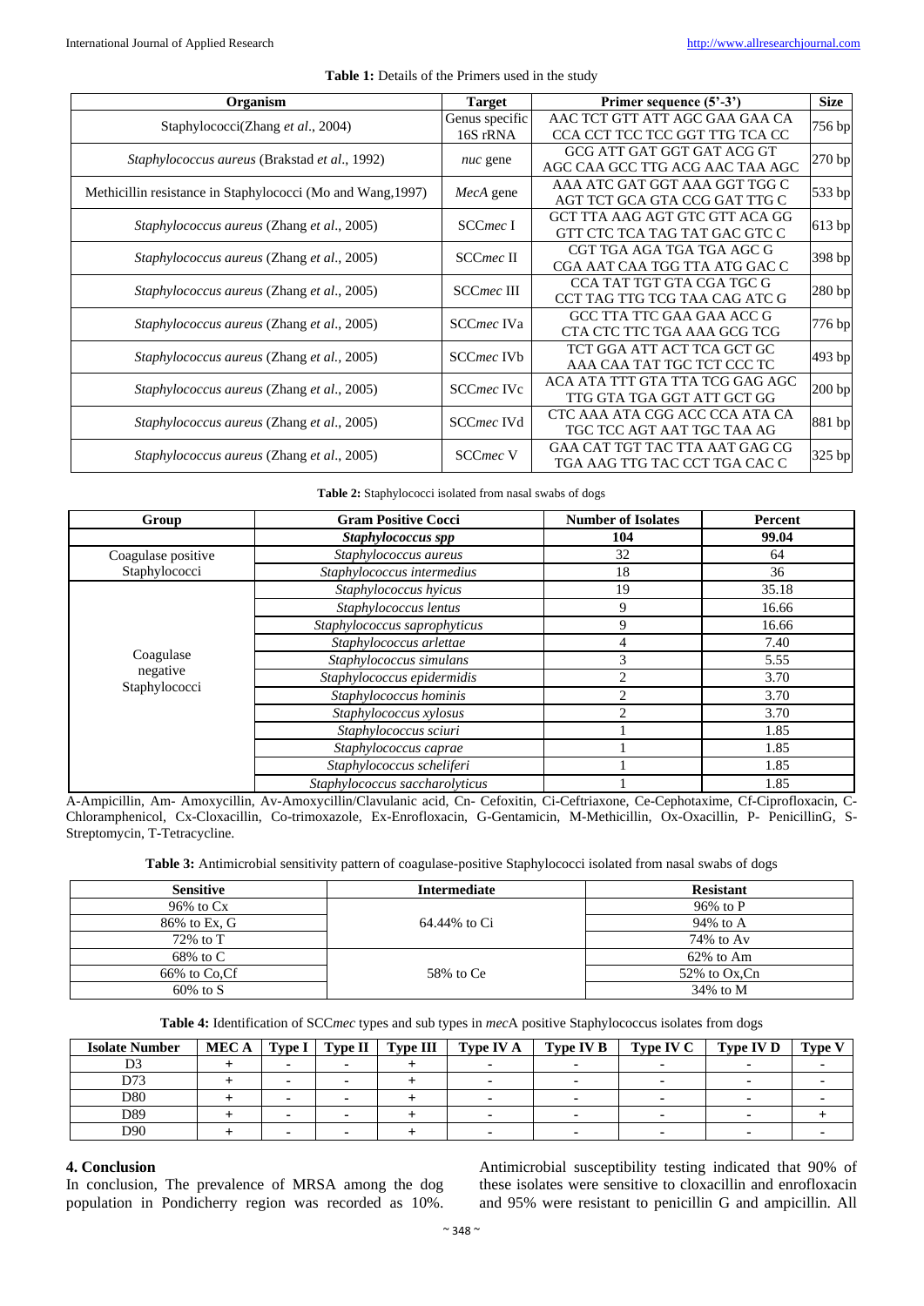**Table 1:** Details of the Primers used in the study

| Organism | Target | Primer sequence (5'-3') | Size |
|---|---|---|---|
| Staphylococci(Zhang *et al*., 2004) | Genus specific 16S rRNA | AAC TCT GTT ATT AGC GAA GAA CA<br>CCA CCT TCC TCC GGT TTG TCA CC | 756 bp |
| *Staphylococcus aureus* (Brakstad *et al*., 1992) | *nuc* gene | GCG ATT GAT GGT GAT ACG GT<br>AGC CAA GCC TTG ACG AAC TAA AGC | 270 bp |
| Methicillin resistance in Staphylococci (Mo and Wang,1997) | *MecA* gene | AAA ATC GAT GGT AAA GGT TGG C<br>AGT TCT GCA GTA CCG GAT TTG C | 533 bp |
| *Staphylococcus aureus* (Zhang *et al*., 2005) | SCC*mec* I | GCT TTA AAG AGT GTC GTT ACA GG<br>GTT CTC TCA TAG TAT GAC GTC C | 613 bp |
| *Staphylococcus aureus* (Zhang *et al*., 2005) | SCC*mec* II | CGT TGA AGA TGA TGA AGC G<br>CGA AAT CAA TGG TTA ATG GAC C | 398 bp |
| *Staphylococcus aureus* (Zhang *et al*., 2005) | SCC*mec* III | CCA TAT TGT GTA CGA TGC G<br>CCT TAG TTG TCG TAA CAG ATC G | 280 bp |
| *Staphylococcus aureus* (Zhang *et al*., 2005) | SCC*mec* IVa | GCC TTA TTC GAA GAA ACC G<br>CTA CTC TTC TGA AAA GCG TCG | 776 bp |
| *Staphylococcus aureus* (Zhang *et al.,* 2005) | SCC*mec* IVb | TCT GGA ATT ACT TCA GCT GC<br>AAA CAA TAT TGC TCT CCC TC | 493 bp |
| *Staphylococcus aureus* (Zhang *et al*., 2005) | SCC*mec* IVc | ACA ATA TTT GTA TTA TCG GAG AGC<br>TTG GTA TGA GGT ATT GCT GG | 200 bp |
| *Staphylococcus aureus* (Zhang *et al*., 2005) | SCC*mec* IVd | CTC AAA ATA CGG ACC CCA ATA CA<br>TGC TCC AGT AAT TGC TAA AG | 881 bp |
| *Staphylococcus aureus* (Zhang *et al*., 2005) | SCC*mec* V | GAA CAT TGT TAC TTA AAT GAG CG<br>TGA AAG TTG TAC CCT TGA CAC C | 325 bp |

**Table 2:** Staphylococci isolated from nasal swabs of dogs

| Group | Gram Positive Cocci | Number of Isolates | Percent |
|---|---|---|---|
| | ***Staphylococcus spp*** | **104** | **99.04** |
| Coagulase positive Staphylococci | *Staphylococcus aureus* | 32 | 64 |
| | *Staphylococcus intermedius* | 18 | 36 |
| Coagulase negative Staphylococci | *Staphylococcus hyicus* | 19 | 35.18 |
| | *Staphylococcus lentus* | 9 | 16.66 |
| | *Staphylococcus saprophyticus* | 9 | 16.66 |
| | *Staphylococcus arlettae* | 4 | 7.40 |
| | *Staphylococcus simulans* | 3 | 5.55 |
| | *Staphylococcus epidermidis* | 2 | 3.70 |
| | *Staphylococcus hominis* | 2 | 3.70 |
| | *Staphylococcus xylosus* | 2 | 3.70 |
| | *Staphylococcus sciuri* | 1 | 1.85 |
| | *Staphylococcus caprae* | 1 | 1.85 |
| | *Staphylococcus scheliferi* | 1 | 1.85 |
| | *Staphylococcus saccharolyticus* | 1 | 1.85 |

A-Ampicillin, Am- Amoxycillin, Av-Amoxycillin/Clavulanic acid, Cn- Cefoxitin, Ci-Ceftriaxone, Ce-Cephotaxime, Cf-Ciprofloxacin, C-Chloramphenicol, Cx-Cloxacillin, Co-trimoxazole, Ex-Enrofloxacin, G-Gentamicin, M-Methicillin, Ox-Oxacillin, P- PenicillinG, S-Streptomycin, T-Tetracycline.

**Table 3:** Antimicrobial sensitivity pattern of coagulase-positive Staphylococci isolated from nasal swabs of dogs

| Sensitive | Intermediate | Resistant |
|---|---|---|
| 96% to Cx | 64.44% to Ci | 96% to P |
| 86% to Ex, G | | 94% to A |
| 72% to T | | 74% to Av |
| 68% to C | 58% to Ce | 62% to Am |
| 66% to Co,Cf | | 52% to Ox,Cn |
| 60% to S | | 34% to M |

**Table 4:** Identification of SCC*mec* types and sub types in *mec*A positive Staphylococcus isolates from dogs

| Isolate Number | MEC A | Type I | Type II | Type III | Type IV A | Type IV B | Type IV C | Type IV D | Type V |
|---|---|---|---|---|---|---|---|---|---|
| D3 | + | - | - | + | - | - | - | - | - |
| D73 | + | - | - | + | - | - | - | - | - |
| D80 | + | - | - | + | - | - | - | - | - |
| D89 | + | - | - | + | - | - | - | - | + |
| D90 | + | - | - | + | - | - | - | - | - |

## 4. Conclusion

In conclusion, The prevalence of MRSA among the dog population in Pondicherry region was recorded as 10%. Antimicrobial susceptibility testing indicated that 90% of these isolates were sensitive to cloxacillin and enrofloxacin and 95% were resistant to penicillin G and ampicillin. All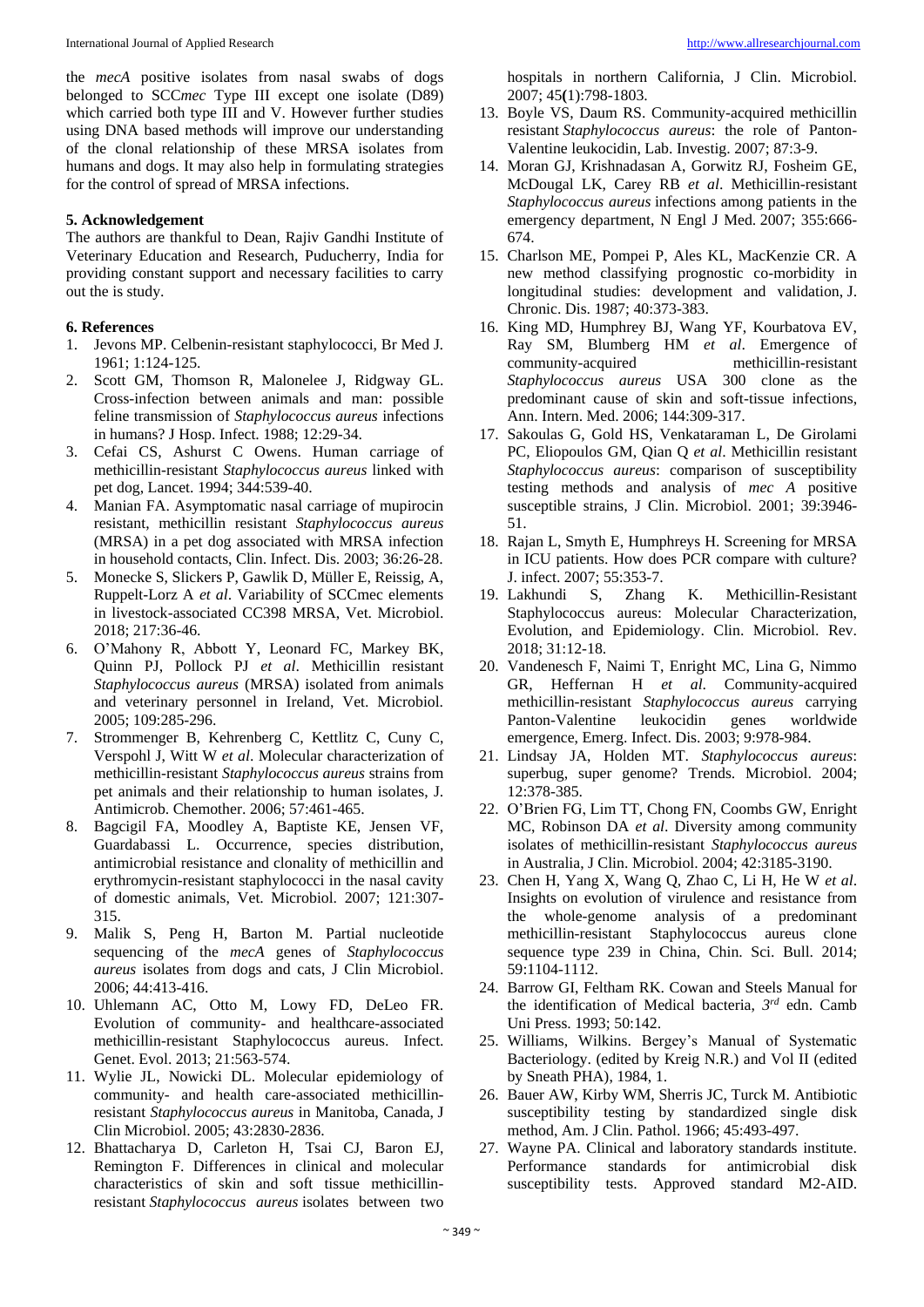the *mecA* positive isolates from nasal swabs of dogs belonged to SCC*mec* Type III except one isolate (D89) which carried both type III and V. However further studies using DNA based methods will improve our understanding of the clonal relationship of these MRSA isolates from humans and dogs. It may also help in formulating strategies for the control of spread of MRSA infections.

## 5. Acknowledgement

The authors are thankful to Dean, Rajiv Gandhi Institute of Veterinary Education and Research, Puducherry, India for providing constant support and necessary facilities to carry out the is study.

## 6. References

1. Jevons MP. Celbenin-resistant staphylococci, Br Med J. 1961; 1:124-125.
2. Scott GM, Thomson R, Malonelee J, Ridgway GL. Cross-infection between animals and man: possible feline transmission of *Staphylococcus aureus* infections in humans? J Hosp. Infect. 1988; 12:29-34.
3. Cefai CS, Ashurst C Owens. Human carriage of methicillin-resistant *Staphylococcus aureus* linked with pet dog, Lancet. 1994; 344:539-40.
4. Manian FA. Asymptomatic nasal carriage of mupirocin resistant, methicillin resistant *Staphylococcus aureus* (MRSA) in a pet dog associated with MRSA infection in household contacts, Clin. Infect. Dis. 2003; 36:26-28.
5. Monecke S, Slickers P, Gawlik D, Müller E, Reissig, A, Ruppelt-Lorz A *et al*. Variability of SCCmec elements in livestock-associated CC398 MRSA, Vet. Microbiol. 2018; 217:36-46.
6. O'Mahony R, Abbott Y, Leonard FC, Markey BK, Quinn PJ, Pollock PJ *et al*. Methicillin resistant *Staphylococcus aureus* (MRSA) isolated from animals and veterinary personnel in Ireland, Vet. Microbiol. 2005; 109:285-296.
7. Strommenger B, Kehrenberg C, Kettlitz C, Cuny C, Verspohl J, Witt W *et al*. Molecular characterization of methicillin-resistant *Staphylococcus aureus* strains from pet animals and their relationship to human isolates, J. Antimicrob. Chemother. 2006; 57:461-465.
8. Bagcigil FA, Moodley A, Baptiste KE, Jensen VF, Guardabassi L. Occurrence, species distribution, antimicrobial resistance and clonality of methicillin and erythromycin-resistant staphylococci in the nasal cavity of domestic animals, Vet. Microbiol. 2007; 121:307-315.
9. Malik S, Peng H, Barton M. Partial nucleotide sequencing of the *mecA* genes of *Staphylococcus aureus* isolates from dogs and cats, J Clin Microbiol. 2006; 44:413-416.
10. Uhlemann AC, Otto M, Lowy FD, DeLeo FR. Evolution of community- and healthcare-associated methicillin-resistant Staphylococcus aureus. Infect. Genet. Evol. 2013; 21:563-574.
11. Wylie JL, Nowicki DL. Molecular epidemiology of community- and health care-associated methicillin-resistant *Staphylococcus aureus* in Manitoba, Canada, J Clin Microbiol. 2005; 43:2830-2836.
12. Bhattacharya D, Carleton H, Tsai CJ, Baron EJ, Remington F. Differences in clinical and molecular characteristics of skin and soft tissue methicillin-resistant *Staphylococcus aureus* isolates between two hospitals in northern California, J Clin. Microbiol. 2007; 45(1):798-1803.
13. Boyle VS, Daum RS. Community-acquired methicillin resistant *Staphylococcus aureus*: the role of Panton-Valentine leukocidin, Lab. Investig. 2007; 87:3-9.
14. Moran GJ, Krishnadasan A, Gorwitz RJ, Fosheim GE, McDougal LK, Carey RB *et al*. Methicillin-resistant *Staphylococcus aureus* infections among patients in the emergency department, N Engl J Med. 2007; 355:666-674.
15. Charlson ME, Pompei P, Ales KL, MacKenzie CR. A new method classifying prognostic co-morbidity in longitudinal studies: development and validation, J. Chronic. Dis. 1987; 40:373-383.
16. King MD, Humphrey BJ, Wang YF, Kourbatova EV, Ray SM, Blumberg HM *et al*. Emergence of community-acquired methicillin-resistant *Staphylococcus aureus* USA 300 clone as the predominant cause of skin and soft-tissue infections, Ann. Intern. Med. 2006; 144:309-317.
17. Sakoulas G, Gold HS, Venkataraman L, De Girolami PC, Eliopoulos GM, Qian Q *et al*. Methicillin resistant *Staphylococcus aureus*: comparison of susceptibility testing methods and analysis of *mec A* positive susceptible strains, J Clin. Microbiol. 2001; 39:3946-51.
18. Rajan L, Smyth E, Humphreys H. Screening for MRSA in ICU patients. How does PCR compare with culture? J. infect. 2007; 55:353-7.
19. Lakhundi S, Zhang K. Methicillin-Resistant Staphylococcus aureus: Molecular Characterization, Evolution, and Epidemiology. Clin. Microbiol. Rev. 2018; 31:12-18.
20. Vandenesch F, Naimi T, Enright MC, Lina G, Nimmo GR, Heffernan H *et al*. Community-acquired methicillin-resistant *Staphylococcus aureus* carrying Panton-Valentine leukocidin genes worldwide emergence, Emerg. Infect. Dis. 2003; 9:978-984.
21. Lindsay JA, Holden MT. *Staphylococcus aureus*: superbug, super genome? Trends. Microbiol. 2004; 12:378-385.
22. O'Brien FG, Lim TT, Chong FN, Coombs GW, Enright MC, Robinson DA *et al*. Diversity among community isolates of methicillin-resistant *Staphylococcus aureus* in Australia, J Clin. Microbiol. 2004; 42:3185-3190.
23. Chen H, Yang X, Wang Q, Zhao C, Li H, He W *et al*. Insights on evolution of virulence and resistance from the whole-genome analysis of a predominant methicillin-resistant Staphylococcus aureus clone sequence type 239 in China, Chin. Sci. Bull. 2014; 59:1104-1112.
24. Barrow GI, Feltham RK. Cowan and Steels Manual for the identification of Medical bacteria, 3rd edn. Camb Uni Press. 1993; 50:142.
25. Williams, Wilkins. Bergey's Manual of Systematic Bacteriology. (edited by Kreig N.R.) and Vol II (edited by Sneath PHA), 1984, 1.
26. Bauer AW, Kirby WM, Sherris JC, Turck M. Antibiotic susceptibility testing by standardized single disk method, Am. J Clin. Pathol. 1966; 45:493-497.
27. Wayne PA. Clinical and laboratory standards institute. Performance standards for antimicrobial disk susceptibility tests. Approved standard M2-AID.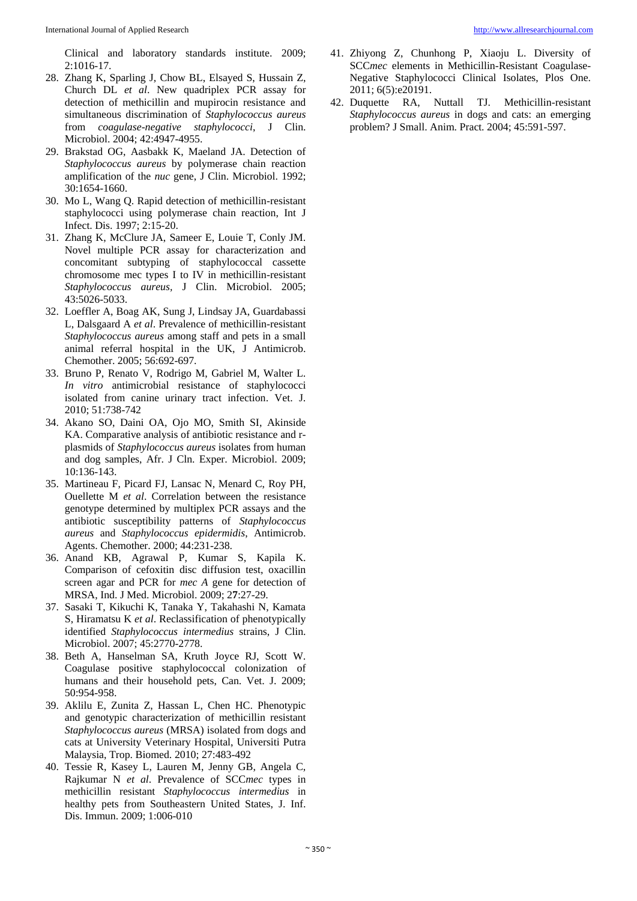Clinical and laboratory standards institute. 2009; 2:1016-17.

28. Zhang K, Sparling J, Chow BL, Elsayed S, Hussain Z, Church DL *et al*. New quadriplex PCR assay for detection of methicillin and mupirocin resistance and simultaneous discrimination of *Staphylococcus aureus* from *coagulase-negative staphylococci*, J Clin. Microbiol. 2004; 42:4947-4955.
29. Brakstad OG, Aasbakk K, Maeland JA. Detection of *Staphylococcus aureus* by polymerase chain reaction amplification of the *nuc* gene, J Clin. Microbiol. 1992; 30:1654-1660.
30. Mo L, Wang Q. Rapid detection of methicillin-resistant staphylococci using polymerase chain reaction, Int J Infect. Dis. 1997; 2:15-20.
31. Zhang K, McClure JA, Sameer E, Louie T, Conly JM. Novel multiple PCR assay for characterization and concomitant subtyping of staphylococcal cassette chromosome mec types I to IV in methicillin-resistant *Staphylococcus aureus*, J Clin. Microbiol. 2005; 43:5026-5033.
32. Loeffler A, Boag AK, Sung J, Lindsay JA, Guardabassi L, Dalsgaard A *et al*. Prevalence of methicillin-resistant *Staphylococcus aureus* among staff and pets in a small animal referral hospital in the UK, J Antimicrob. Chemother. 2005; 56:692-697.
33. Bruno P, Renato V, Rodrigo M, Gabriel M, Walter L. *In vitro* antimicrobial resistance of staphylococci isolated from canine urinary tract infection. Vet. J. 2010; 51:738-742
34. Akano SO, Daini OA, Ojo MO, Smith SI, Akinside KA. Comparative analysis of antibiotic resistance and r-plasmids of *Staphylococcus aureus* isolates from human and dog samples, Afr. J Cln. Exper. Microbiol. 2009; 10:136-143.
35. Martineau F, Picard FJ, Lansac N, Menard C, Roy PH, Ouellette M *et al*. Correlation between the resistance genotype determined by multiplex PCR assays and the antibiotic susceptibility patterns of *Staphylococcus aureus* and *Staphylococcus epidermidis*, Antimicrob. Agents. Chemother. 2000; 44:231-238.
36. Anand KB, Agrawal P, Kumar S, Kapila K. Comparison of cefoxitin disc diffusion test, oxacillin screen agar and PCR for *mec A* gene for detection of MRSA, Ind. J Med. Microbiol. 2009; 27:27-29.
37. Sasaki T, Kikuchi K, Tanaka Y, Takahashi N, Kamata S, Hiramatsu K *et al*. Reclassification of phenotypically identified *Staphylococcus intermedius* strains, J Clin. Microbiol. 2007; 45:2770-2778.
38. Beth A, Hanselman SA, Kruth Joyce RJ, Scott W. Coagulase positive staphylococcal colonization of humans and their household pets, Can. Vet. J. 2009; 50:954-958.
39. Aklilu E, Zunita Z, Hassan L, Chen HC. Phenotypic and genotypic characterization of methicillin resistant *Staphylococcus aureus* (MRSA) isolated from dogs and cats at University Veterinary Hospital, Universiti Putra Malaysia, Trop. Biomed. 2010; 27:483-492
40. Tessie R, Kasey L, Lauren M, Jenny GB, Angela C, Rajkumar N *et al*. Prevalence of SCC*mec* types in methicillin resistant *Staphylococcus intermedius* in healthy pets from Southeastern United States, J. Inf. Dis. Immun. 2009; 1:006-010
41. Zhiyong Z, Chunhong P, Xiaoju L. Diversity of SCC*mec* elements in Methicillin-Resistant Coagulase-Negative Staphylococci Clinical Isolates, Plos One. 2011; 6(5):e20191.
42. Duquette RA, Nuttall TJ. Methicillin-resistant *Staphylococcus aureus* in dogs and cats: an emerging problem? J Small. Anim. Pract. 2004; 45:591-597.